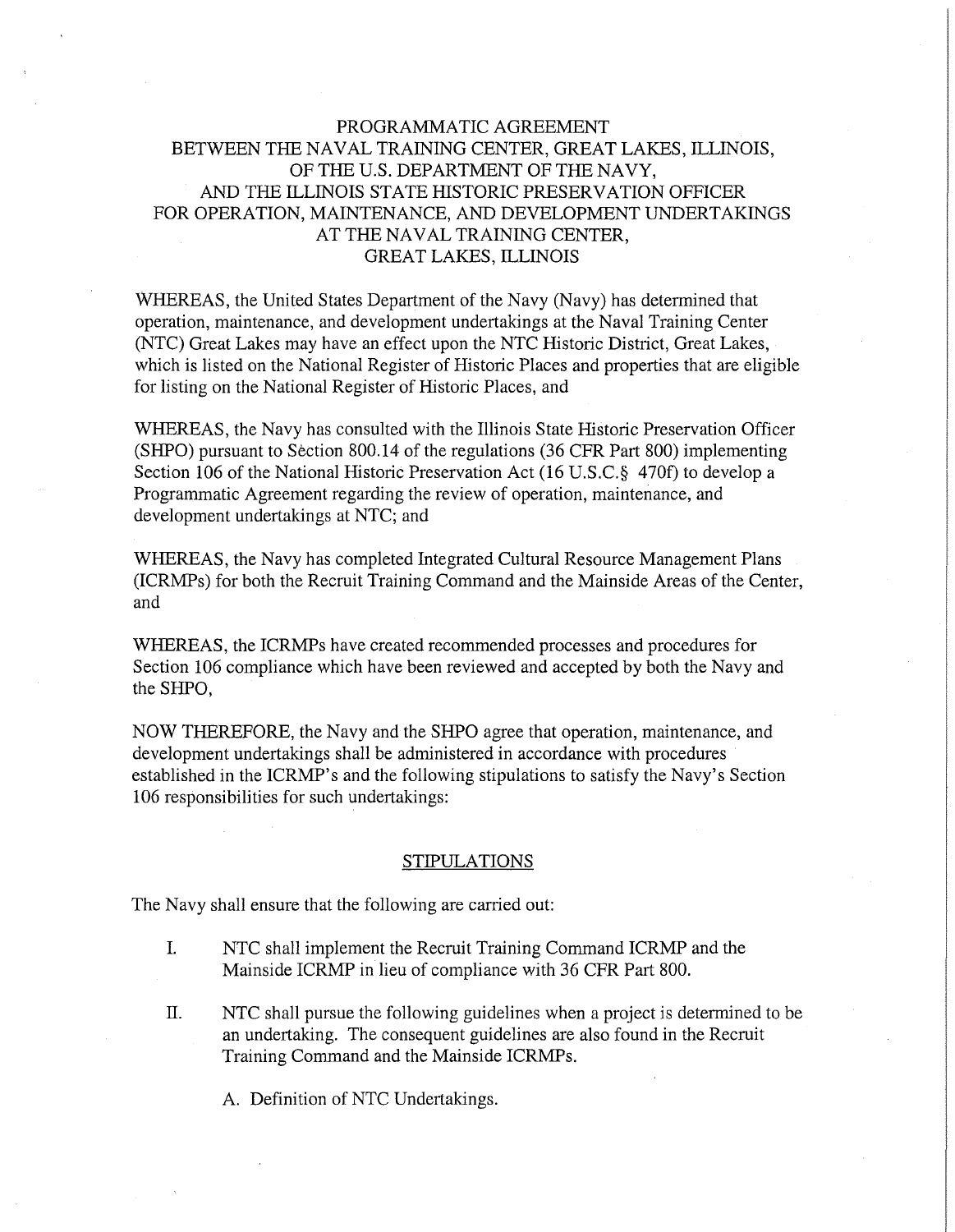# PROGRAMMATIC AGREEMENT
# BETWEEN THE NAVAL TRAINING CENTER, GREAT LAKES, ILLINOIS, OF THE U.S. DEPARTMENT OF THE NAVY, AND THE ILLINOIS STATE HISTORIC PRESERVATION OFFICER FOR OPERATION, MAINTENANCE, AND DEVELOPMENT UNDERTAKINGS AT THE NAVAL TRAINING CENTER, GREAT LAKES, ILLINOIS

WHEREAS, the United States Department of the Navy (Navy) has determined that operation, maintenance, and development undertakings at the Naval Training Center (NTC) Great Lakes may have an effect upon the NTC Historic District, Great Lakes, which is listed on the National Register of Historic Places and properties that are eligible for listing on the National Register of Historic Places, and

WHEREAS, the Navy has consulted with the Illinois State Historic Preservation Officer (SHPO) pursuant to Section 800.14 of the regulations (36 CFR Part 800) implementing Section 106 of the National Historic Preservation Act (16 U.S.C.§ 470f) to develop a Programmatic Agreement regarding the review of operation, maintenance, and development undertakings at NTC; and

WHEREAS, the Navy has completed Integrated Cultural Resource Management Plans (ICRMPs) for both the Recruit Training Command and the Mainside Areas of the Center, and

WHEREAS, the ICRMPs have created recommended processes and procedures for Section 106 compliance which have been reviewed and accepted by both the Navy and the SHPO,

NOW THEREFORE, the Navy and the SHPO agree that operation, maintenance, and development undertakings shall be administered in accordance with procedures established in the ICRMP's and the following stipulations to satisfy the Navy's Section 106 responsibilities for such undertakings:

## STIPULATIONS

The Navy shall ensure that the following are carried out:

I. NTC shall implement the Recruit Training Command ICRMP and the Mainside ICRMP in lieu of compliance with 36 CFR Part 800.

II. NTC shall pursue the following guidelines when a project is determined to be an undertaking. The consequent guidelines are also found in the Recruit Training Command and the Mainside ICRMPs.

   A. Definition of NTC Undertakings.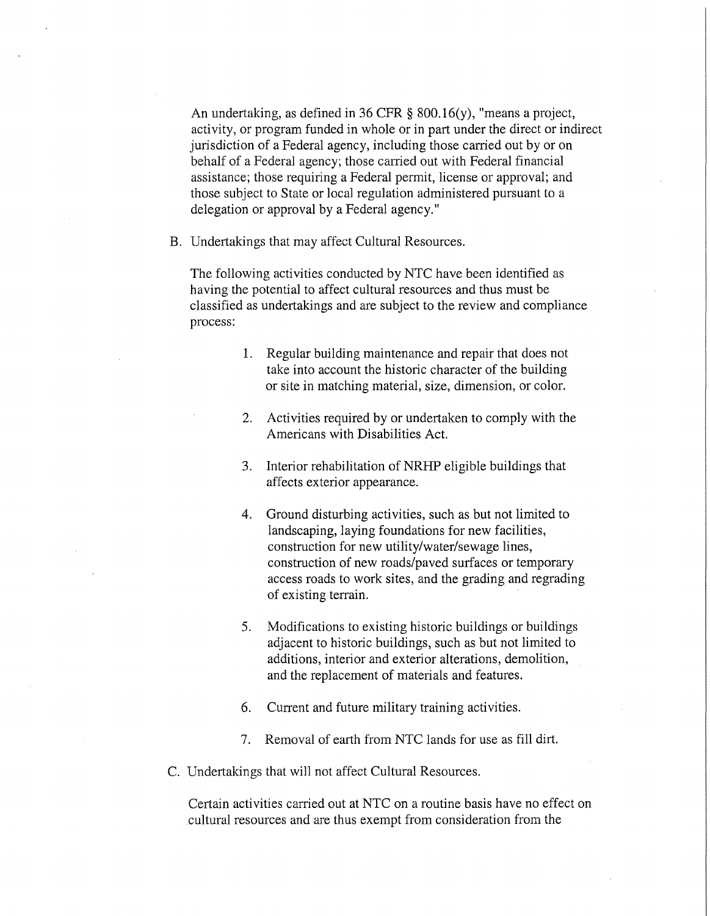An undertaking, as defined in 36 CFR § 800.16(y), "means a project, activity, or program funded in whole or in part under the direct or indirect jurisdiction of a Federal agency, including those carried out by or on behalf of a Federal agency; those carried out with Federal financial assistance; those requiring a Federal permit, license or approval; and those subject to State or local regulation administered pursuant to a delegation or approval by a Federal agency."

B. Undertakings that may affect Cultural Resources.

The following activities conducted by NTC have been identified as having the potential to affect cultural resources and thus must be classified as undertakings and are subject to the review and compliance process:

1. Regular building maintenance and repair that does not take into account the historic character of the building or site in matching material, size, dimension, or color.

2. Activities required by or undertaken to comply with the Americans with Disabilities Act.

3. Interior rehabilitation of NRHP eligible buildings that affects exterior appearance.

4. Ground disturbing activities, such as but not limited to landscaping, laying foundations for new facilities, construction for new utility/water/sewage lines, construction of new roads/paved surfaces or temporary access roads to work sites, and the grading and regrading of existing terrain.

5. Modifications to existing historic buildings or buildings adjacent to historic buildings, such as but not limited to additions, interior and exterior alterations, demolition, and the replacement of materials and features.

6. Current and future military training activities.

7. Removal of earth from NTC lands for use as fill dirt.

C. Undertakings that will not affect Cultural Resources.

Certain activities carried out at NTC on a routine basis have no effect on cultural resources and are thus exempt from consideration from the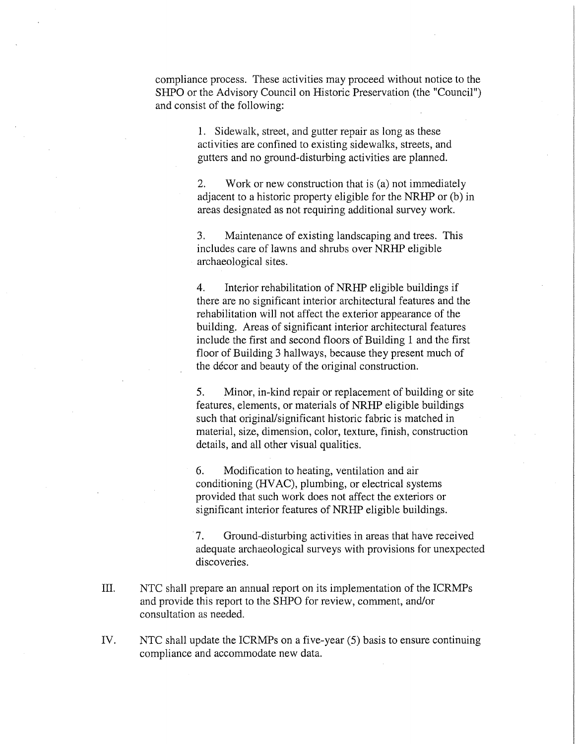compliance process. These activities may proceed without notice to the SHPO or the Advisory Council on Historic Preservation (the "Council") and consist of the following:

1. Sidewalk, street, and gutter repair as long as these activities are confined to existing sidewalks, streets, and gutters and no ground-disturbing activities are planned.

2. Work or new construction that is (a) not immediately adjacent to a historic property eligible for the NRHP or (b) in areas designated as not requiring additional survey work.

3. Maintenance of existing landscaping and trees. This includes care of lawns and shrubs over NRHP eligible archaeological sites.

4. Interior rehabilitation of NRHP eligible buildings if there are no significant interior architectural features and the rehabilitation will not affect the exterior appearance of the building. Areas of significant interior architectural features include the first and second floors of Building 1 and the first floor of Building 3 hallways, because they present much of the décor and beauty of the original construction.

5. Minor, in-kind repair or replacement of building or site features, elements, or materials of NRHP eligible buildings such that original/significant historic fabric is matched in material, size, dimension, color, texture, finish, construction details, and all other visual qualities.

6. Modification to heating, ventilation and air conditioning (HVAC), plumbing, or electrical systems provided that such work does not affect the exteriors or significant interior features of NRHP eligible buildings.

7. Ground-disturbing activities in areas that have received adequate archaeological surveys with provisions for unexpected discoveries.

III. NTC shall prepare an annual report on its implementation of the ICRMPs and provide this report to the SHPO for review, comment, and/or consultation as needed.

IV. NTC shall update the ICRMPs on a five-year (5) basis to ensure continuing compliance and accommodate new data.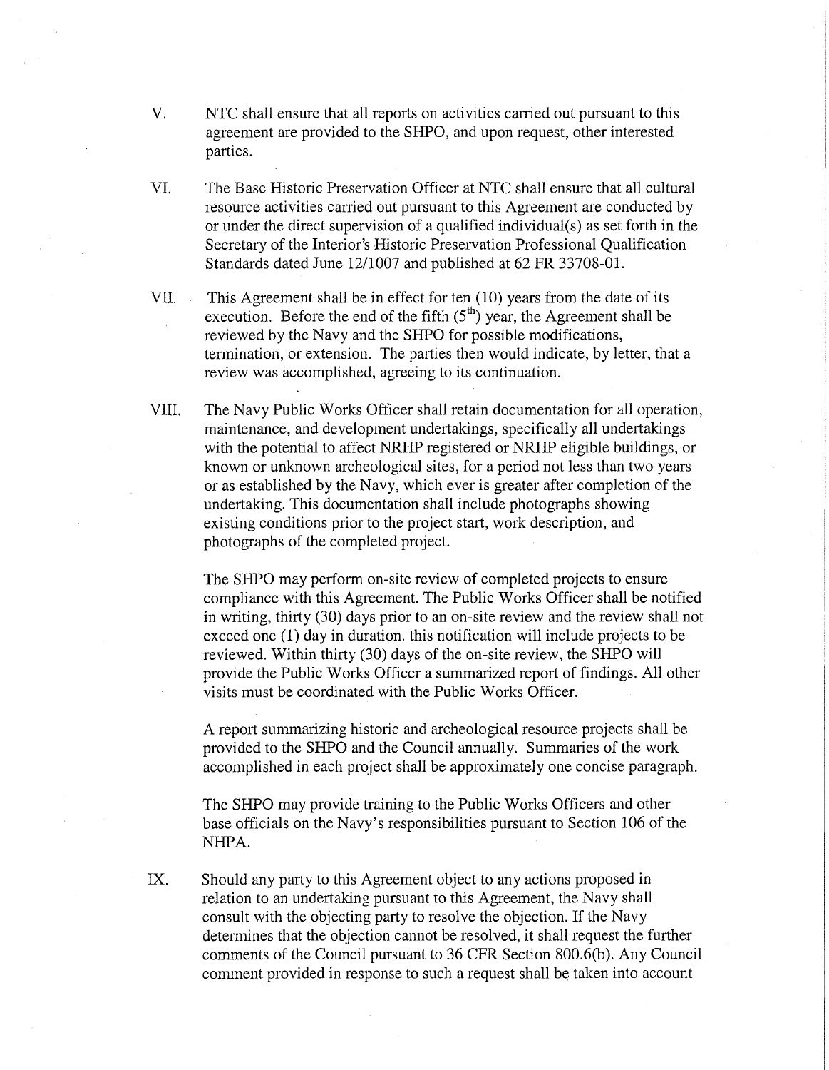V. NTC shall ensure that all reports on activities carried out pursuant to this agreement are provided to the SHPO, and upon request, other interested parties.

VI. The Base Historic Preservation Officer at NTC shall ensure that all cultural resource activities carried out pursuant to this Agreement are conducted by or under the direct supervision of a qualified individual(s) as set forth in the Secretary of the Interior's Historic Preservation Professional Qualification Standards dated June 12/1007 and published at 62 FR 33708-01.

VII. This Agreement shall be in effect for ten (10) years from the date of its execution. Before the end of the fifth ($5^{th}$) year, the Agreement shall be reviewed by the Navy and the SHPO for possible modifications, termination, or extension. The parties then would indicate, by letter, that a review was accomplished, agreeing to its continuation.

VIII. The Navy Public Works Officer shall retain documentation for all operation, maintenance, and development undertakings, specifically all undertakings with the potential to affect NRHP registered or NRHP eligible buildings, or known or unknown archeological sites, for a period not less than two years or as established by the Navy, which ever is greater after completion of the undertaking. This documentation shall include photographs showing existing conditions prior to the project start, work description, and photographs of the completed project.

The SHPO may perform on-site review of completed projects to ensure compliance with this Agreement. The Public Works Officer shall be notified in writing, thirty (30) days prior to an on-site review and the review shall not exceed one (1) day in duration. this notification will include projects to be reviewed. Within thirty (30) days of the on-site review, the SHPO will provide the Public Works Officer a summarized report of findings. All other visits must be coordinated with the Public Works Officer.

A report summarizing historic and archeological resource projects shall be provided to the SHPO and the Council annually. Summaries of the work accomplished in each project shall be approximately one concise paragraph.

The SHPO may provide training to the Public Works Officers and other base officials on the Navy's responsibilities pursuant to Section 106 of the NHPA.

IX. Should any party to this Agreement object to any actions proposed in relation to an undertaking pursuant to this Agreement, the Navy shall consult with the objecting party to resolve the objection. If the Navy determines that the objection cannot be resolved, it shall request the further comments of the Council pursuant to 36 CFR Section 800.6(b). Any Council comment provided in response to such a request shall be taken into account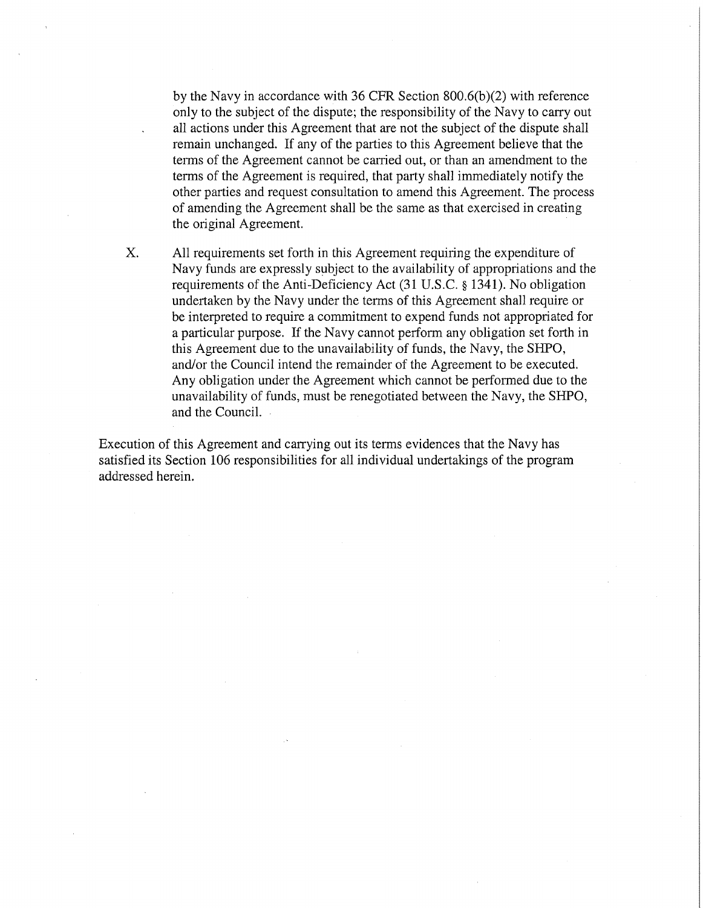by the Navy in accordance with 36 CFR Section 800.6(b)(2) with reference only to the subject of the dispute; the responsibility of the Navy to carry out all actions under this Agreement that are not the subject of the dispute shall remain unchanged. If any of the parties to this Agreement believe that the terms of the Agreement cannot be carried out, or than an amendment to the terms of the Agreement is required, that party shall immediately notify the other parties and request consultation to amend this Agreement. The process of amending the Agreement shall be the same as that exercised in creating the original Agreement.

X. All requirements set forth in this Agreement requiring the expenditure of Navy funds are expressly subject to the availability of appropriations and the requirements of the Anti-Deficiency Act (31 U.S.C. § 1341). No obligation undertaken by the Navy under the terms of this Agreement shall require or be interpreted to require a commitment to expend funds not appropriated for a particular purpose. If the Navy cannot perform any obligation set forth in this Agreement due to the unavailability of funds, the Navy, the SHPO, and/or the Council intend the remainder of the Agreement to be executed. Any obligation under the Agreement which cannot be performed due to the unavailability of funds, must be renegotiated between the Navy, the SHPO, and the Council.

Execution of this Agreement and carrying out its terms evidences that the Navy has satisfied its Section 106 responsibilities for all individual undertakings of the program addressed herein.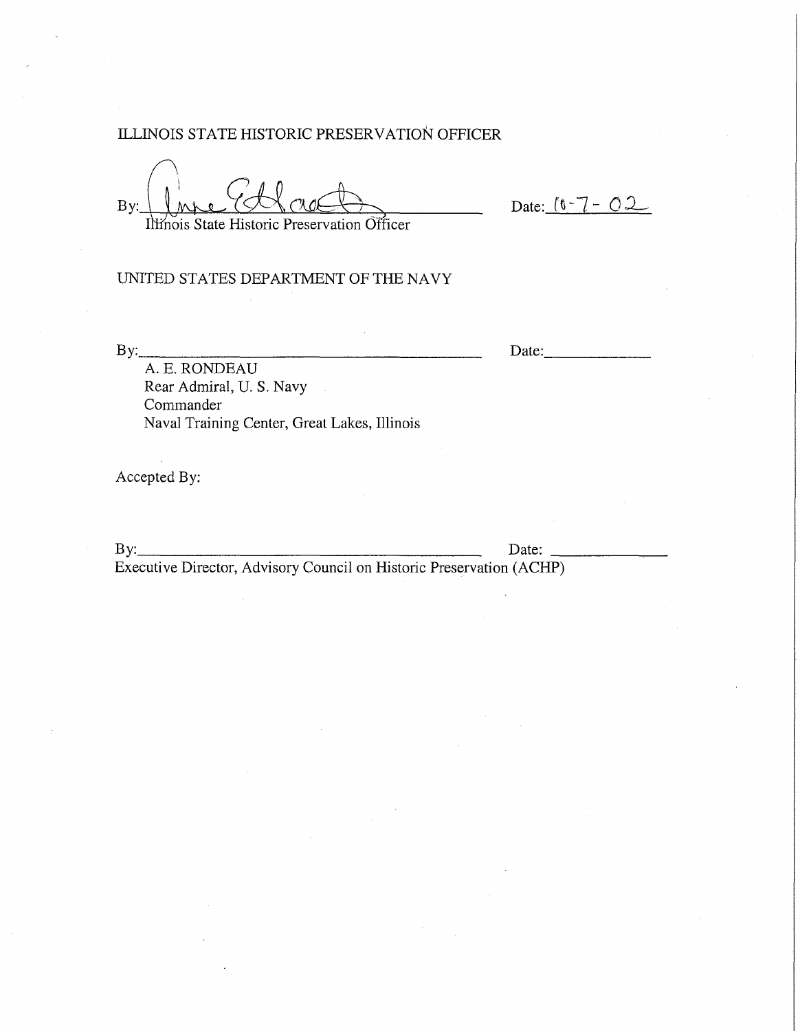ILLINOIS STATE HISTORIC PRESERVATION OFFICER

By: Anne Haaker

Illinois State Historic Preservation Officer

Date: 10-7-02

UNITED STATES DEPARTMENT OF THE NAVY

By: \_\_\_\_\_\_\_\_\_\_\_\_\_\_\_\_\_\_\_\_\_\_\_\_\_\_\_\_\_\_\_\_\_\_\_\_

A. E. RONDEAU
Rear Admiral, U. S. Navy
Commander
Naval Training Center, Great Lakes, Illinois

Date: \_\_\_\_\_\_\_\_\_\_\_\_

Accepted By:

By: \_\_\_\_\_\_\_\_\_\_\_\_\_\_\_\_\_\_\_\_\_\_\_\_\_\_\_\_\_\_\_\_\_\_\_\_ Date: \_\_\_\_\_\_\_\_\_\_\_\_

Executive Director, Advisory Council on Historic Preservation (ACHP)